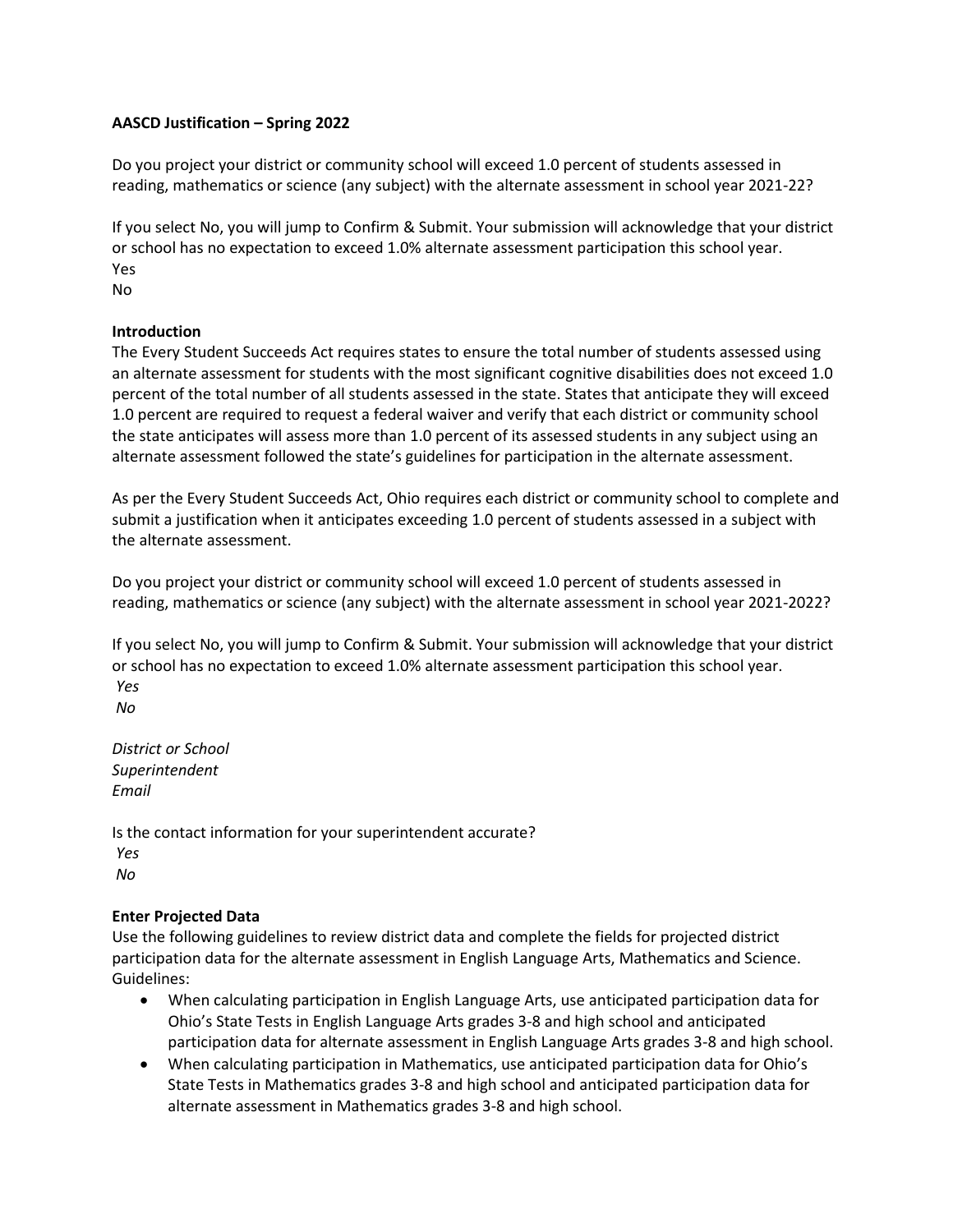**AASCD Justification – Spring 2022**

Do you project your district or community school will exceed 1.0 percent of students assessed in reading, mathematics or science (any subject) with the alternate assessment in school year 2021-22?

If you select No, you will jump to Confirm & Submit. Your submission will acknowledge that your district or school has no expectation to exceed 1.0% alternate assessment participation this school year.
Yes
No

**Introduction**
The Every Student Succeeds Act requires states to ensure the total number of students assessed using an alternate assessment for students with the most significant cognitive disabilities does not exceed 1.0 percent of the total number of all students assessed in the state. States that anticipate they will exceed 1.0 percent are required to request a federal waiver and verify that each district or community school the state anticipates will assess more than 1.0 percent of its assessed students in any subject using an alternate assessment followed the state's guidelines for participation in the alternate assessment.

As per the Every Student Succeeds Act, Ohio requires each district or community school to complete and submit a justification when it anticipates exceeding 1.0 percent of students assessed in a subject with the alternate assessment.

Do you project your district or community school will exceed 1.0 percent of students assessed in reading, mathematics or science (any subject) with the alternate assessment in school year 2021-2022?

If you select No, you will jump to Confirm & Submit. Your submission will acknowledge that your district or school has no expectation to exceed 1.0% alternate assessment participation this school year.
*Yes*
*No*

*District or School*
*Superintendent*
*Email*

Is the contact information for your superintendent accurate?
*Yes*
*No*

**Enter Projected Data**
Use the following guidelines to review district data and complete the fields for projected district participation data for the alternate assessment in English Language Arts, Mathematics and Science.
Guidelines:

- When calculating participation in English Language Arts, use anticipated participation data for Ohio's State Tests in English Language Arts grades 3-8 and high school and anticipated participation data for alternate assessment in English Language Arts grades 3-8 and high school.
- When calculating participation in Mathematics, use anticipated participation data for Ohio's State Tests in Mathematics grades 3-8 and high school and anticipated participation data for alternate assessment in Mathematics grades 3-8 and high school.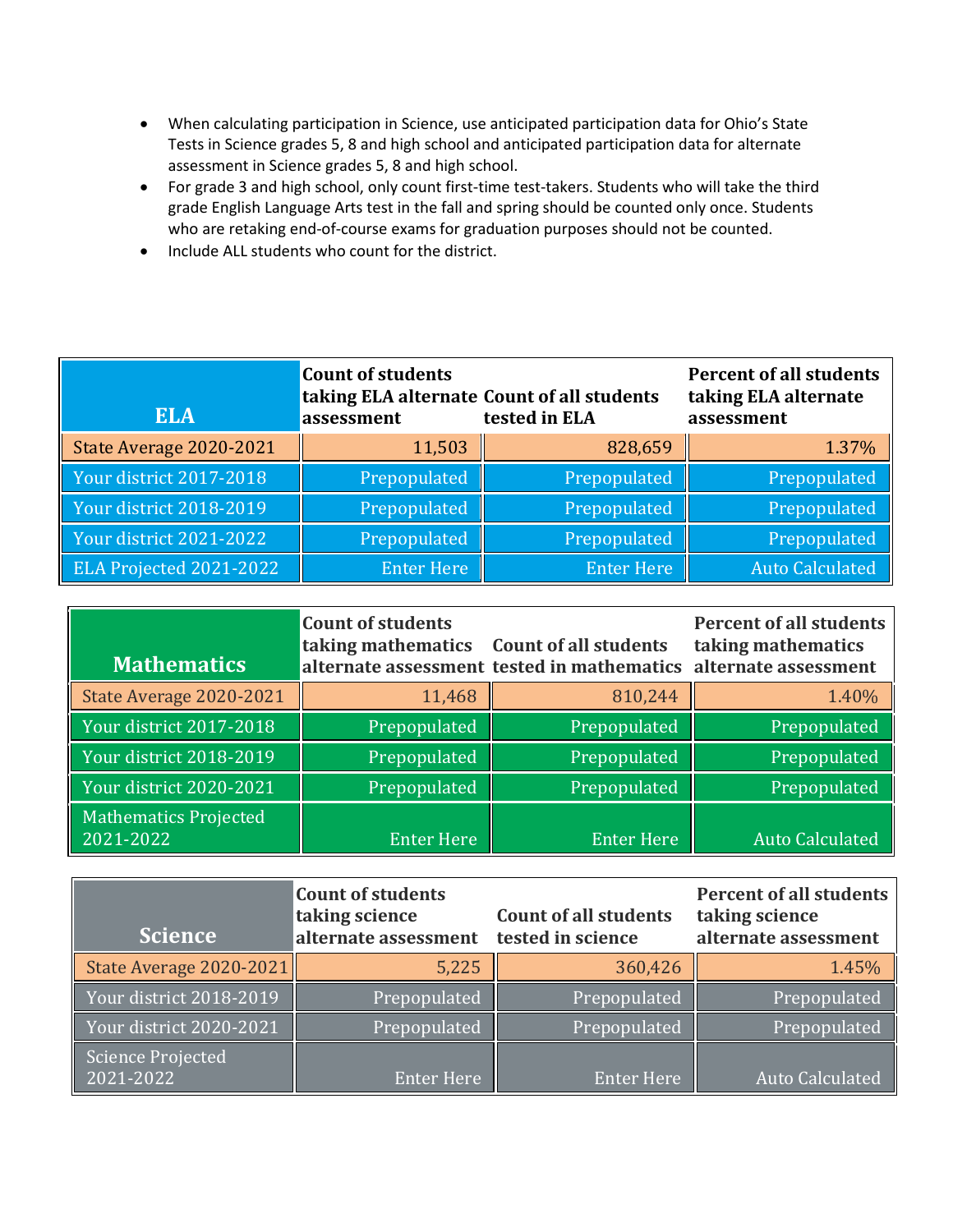- When calculating participation in Science, use anticipated participation data for Ohio's State Tests in Science grades 5, 8 and high school and anticipated participation data for alternate assessment in Science grades 5, 8 and high school.
- For grade 3 and high school, only count first-time test-takers. Students who will take the third grade English Language Arts test in the fall and spring should be counted only once. Students who are retaking end-of-course exams for graduation purposes should not be counted.
- Include ALL students who count for the district.

| ELA | Count of students taking ELA alternate assessment | Count of all students tested in ELA | Percent of all students taking ELA alternate assessment |
|---|---|---|---|
| State Average 2020-2021 | 11,503 | 828,659 | 1.37% |
| Your district 2017-2018 | Prepopulated | Prepopulated | Prepopulated |
| Your district 2018-2019 | Prepopulated | Prepopulated | Prepopulated |
| Your district 2021-2022 | Prepopulated | Prepopulated | Prepopulated |
| ELA Projected 2021-2022 | Enter Here | Enter Here | Auto Calculated |

| Mathematics | Count of students taking mathematics alternate assessment | Count of all students tested in mathematics | Percent of all students taking mathematics alternate assessment |
|---|---|---|---|
| State Average 2020-2021 | 11,468 | 810,244 | 1.40% |
| Your district 2017-2018 | Prepopulated | Prepopulated | Prepopulated |
| Your district 2018-2019 | Prepopulated | Prepopulated | Prepopulated |
| Your district 2020-2021 | Prepopulated | Prepopulated | Prepopulated |
| Mathematics Projected 2021-2022 | Enter Here | Enter Here | Auto Calculated |

| Science | Count of students taking science alternate assessment | Count of all students tested in science | Percent of all students taking science alternate assessment |
|---|---|---|---|
| State Average 2020-2021 | 5,225 | 360,426 | 1.45% |
| Your district 2018-2019 | Prepopulated | Prepopulated | Prepopulated |
| Your district 2020-2021 | Prepopulated | Prepopulated | Prepopulated |
| Science Projected 2021-2022 | Enter Here | Enter Here | Auto Calculated |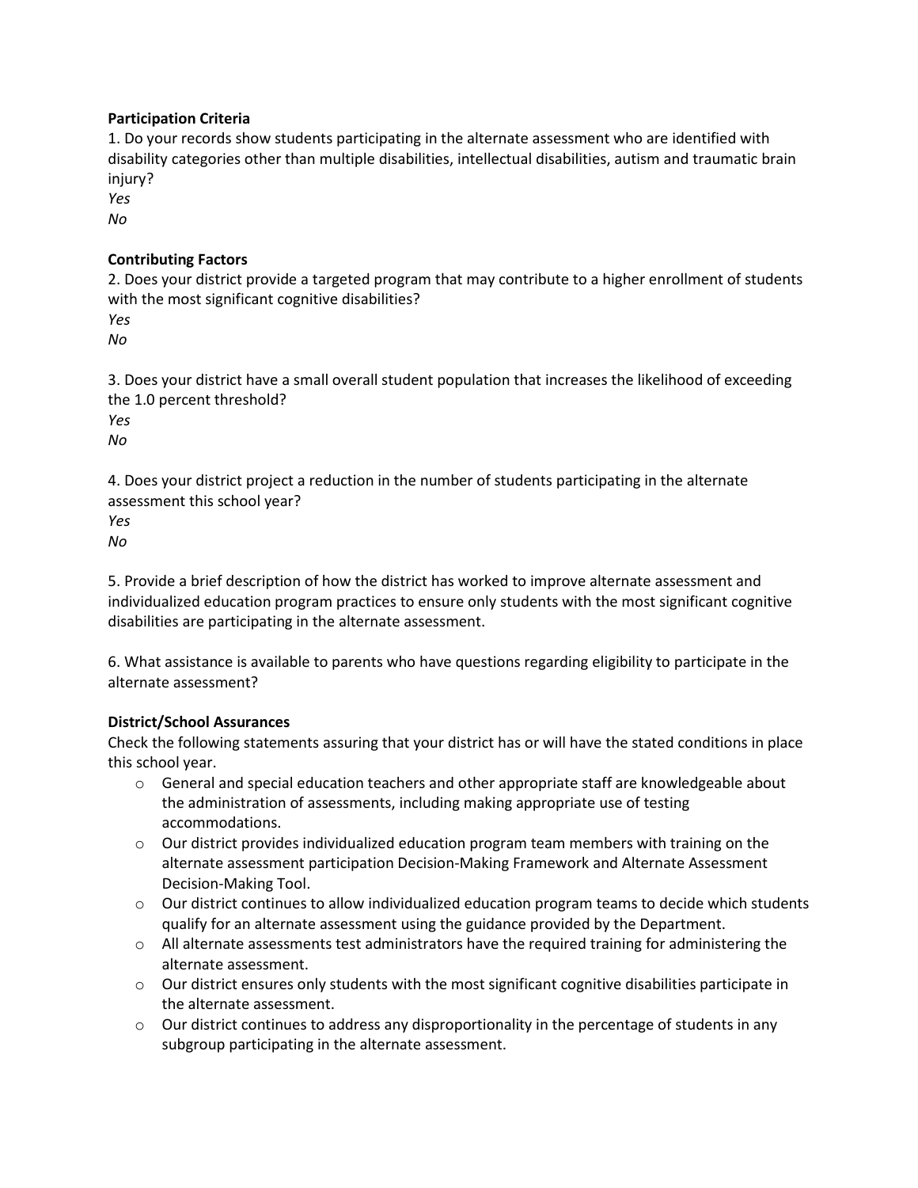**Participation Criteria**

1. Do your records show students participating in the alternate assessment who are identified with disability categories other than multiple disabilities, intellectual disabilities, autism and traumatic brain injury?

*Yes*

*No*

**Contributing Factors**

2. Does your district provide a targeted program that may contribute to a higher enrollment of students with the most significant cognitive disabilities?

*Yes*

*No*

3. Does your district have a small overall student population that increases the likelihood of exceeding the 1.0 percent threshold?

*Yes*

*No*

4. Does your district project a reduction in the number of students participating in the alternate assessment this school year?

*Yes*

*No*

5. Provide a brief description of how the district has worked to improve alternate assessment and individualized education program practices to ensure only students with the most significant cognitive disabilities are participating in the alternate assessment.

6. What assistance is available to parents who have questions regarding eligibility to participate in the alternate assessment?

**District/School Assurances**

Check the following statements assuring that your district has or will have the stated conditions in place this school year.

- General and special education teachers and other appropriate staff are knowledgeable about the administration of assessments, including making appropriate use of testing accommodations.
- Our district provides individualized education program team members with training on the alternate assessment participation Decision-Making Framework and Alternate Assessment Decision-Making Tool.
- Our district continues to allow individualized education program teams to decide which students qualify for an alternate assessment using the guidance provided by the Department.
- All alternate assessments test administrators have the required training for administering the alternate assessment.
- Our district ensures only students with the most significant cognitive disabilities participate in the alternate assessment.
- Our district continues to address any disproportionality in the percentage of students in any subgroup participating in the alternate assessment.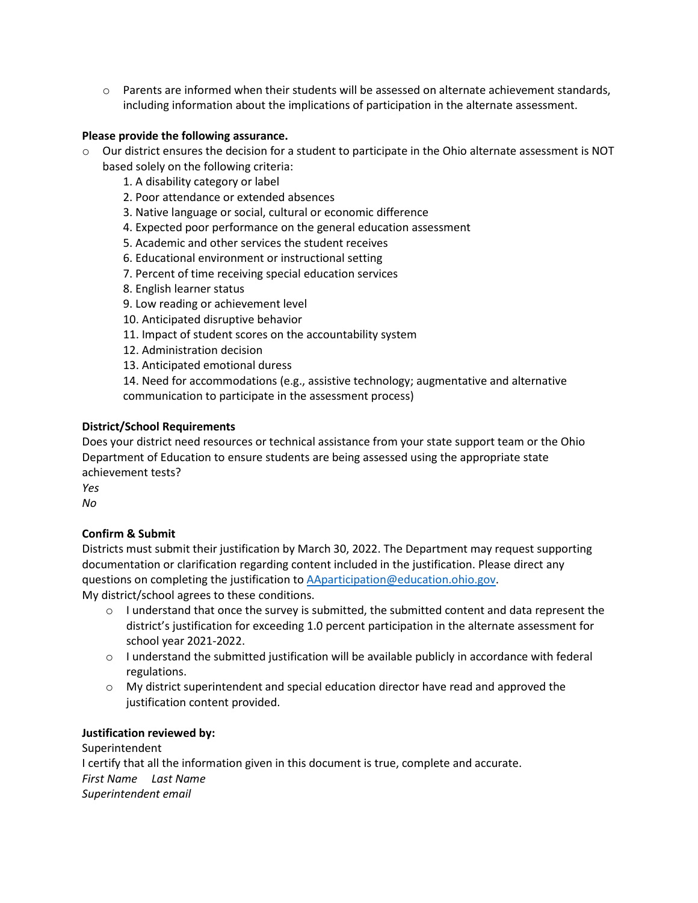- Parents are informed when their students will be assessed on alternate achievement standards, including information about the implications of participation in the alternate assessment.

**Please provide the following assurance.**

- Our district ensures the decision for a student to participate in the Ohio alternate assessment is NOT based solely on the following criteria:
  1. A disability category or label
  2. Poor attendance or extended absences
  3. Native language or social, cultural or economic difference
  4. Expected poor performance on the general education assessment
  5. Academic and other services the student receives
  6. Educational environment or instructional setting
  7. Percent of time receiving special education services
  8. English learner status
  9. Low reading or achievement level
  10. Anticipated disruptive behavior
  11. Impact of student scores on the accountability system
  12. Administration decision
  13. Anticipated emotional duress
  14. Need for accommodations (e.g., assistive technology; augmentative and alternative communication to participate in the assessment process)

**District/School Requirements**

Does your district need resources or technical assistance from your state support team or the Ohio Department of Education to ensure students are being assessed using the appropriate state achievement tests?

*Yes*

*No*

**Confirm & Submit**

Districts must submit their justification by March 30, 2022. The Department may request supporting documentation or clarification regarding content included in the justification. Please direct any questions on completing the justification to [AAparticipation@education.ohio.gov](mailto:AAparticipation@education.ohio.gov).

My district/school agrees to these conditions.

- I understand that once the survey is submitted, the submitted content and data represent the district's justification for exceeding 1.0 percent participation in the alternate assessment for school year 2021-2022.
- I understand the submitted justification will be available publicly in accordance with federal regulations.
- My district superintendent and special education director have read and approved the justification content provided.

**Justification reviewed by:**

Superintendent

I certify that all the information given in this document is true, complete and accurate.

*First Name*    *Last Name*

*Superintendent email*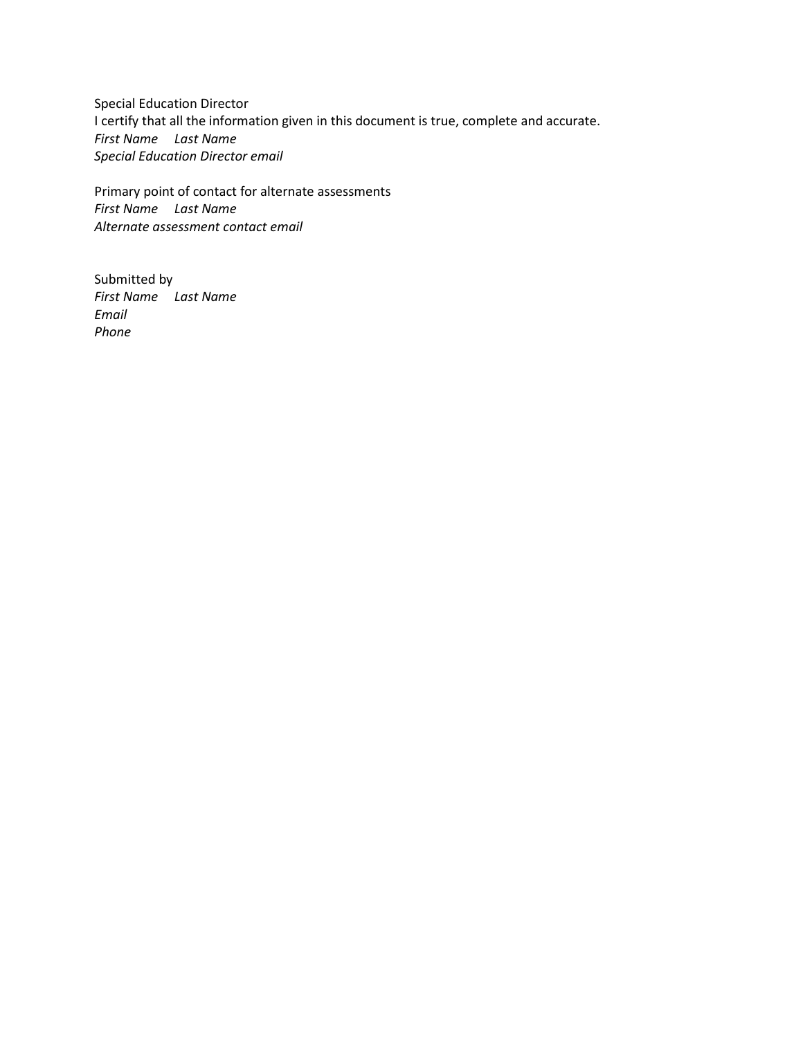Special Education Director

I certify that all the information given in this document is true, complete and accurate.

*First Name     Last Name*

*Special Education Director email*

Primary point of contact for alternate assessments

*First Name     Last Name*

*Alternate assessment contact email*

Submitted by

*First Name     Last Name*

*Email*

*Phone*